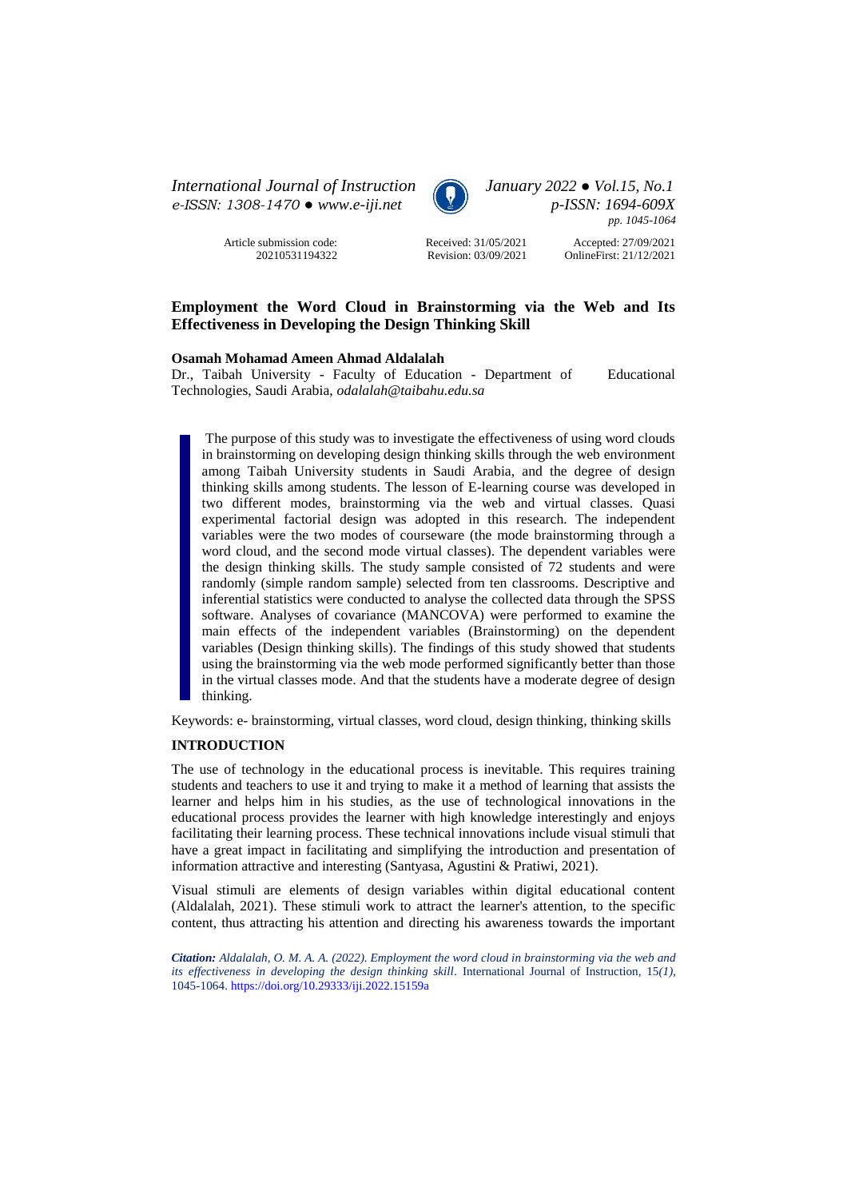Article submission code: 20210531194322

Received: 31/05/2021
Revision: 03/09/2021

Accepted: 27/09/2021
OnlineFirst: 21/12/2021

# Employment the Word Cloud in Brainstorming via the Web and Its Effectiveness in Developing the Design Thinking Skill

**Osamah Mohamad Ameen Ahmad Aldalalah**

Dr., Taibah University - Faculty of Education - Department of Educational Technologies, Saudi Arabia, *odalalah@taibahu.edu.sa*

The purpose of this study was to investigate the effectiveness of using word clouds in brainstorming on developing design thinking skills through the web environment among Taibah University students in Saudi Arabia, and the degree of design thinking skills among students. The lesson of E-learning course was developed in two different modes, brainstorming via the web and virtual classes. Quasi experimental factorial design was adopted in this research. The independent variables were the two modes of courseware (the mode brainstorming through a word cloud, and the second mode virtual classes). The dependent variables were the design thinking skills. The study sample consisted of 72 students and were randomly (simple random sample) selected from ten classrooms. Descriptive and inferential statistics were conducted to analyse the collected data through the SPSS software. Analyses of covariance (MANCOVA) were performed to examine the main effects of the independent variables (Brainstorming) on the dependent variables (Design thinking skills). The findings of this study showed that students using the brainstorming via the web mode performed significantly better than those in the virtual classes mode. And that the students have a moderate degree of design thinking.

Keywords: e- brainstorming, virtual classes, word cloud, design thinking, thinking skills

## INTRODUCTION

The use of technology in the educational process is inevitable. This requires training students and teachers to use it and trying to make it a method of learning that assists the learner and helps him in his studies, as the use of technological innovations in the educational process provides the learner with high knowledge interestingly and enjoys facilitating their learning process. These technical innovations include visual stimuli that have a great impact in facilitating and simplifying the introduction and presentation of information attractive and interesting (Santyasa, Agustini & Pratiwi, 2021).

Visual stimuli are elements of design variables within digital educational content (Aldalalah, 2021). These stimuli work to attract the learner's attention, to the specific content, thus attracting his attention and directing his awareness towards the important

***Citation:*** *Aldalalah, O. M. A. A. (2022). Employment the word cloud in brainstorming via the web and its effectiveness in developing the design thinking skill*. International Journal of Instruction, 15*(1)*, 1045-1064. https://doi.org/10.29333/iji.2022.15159a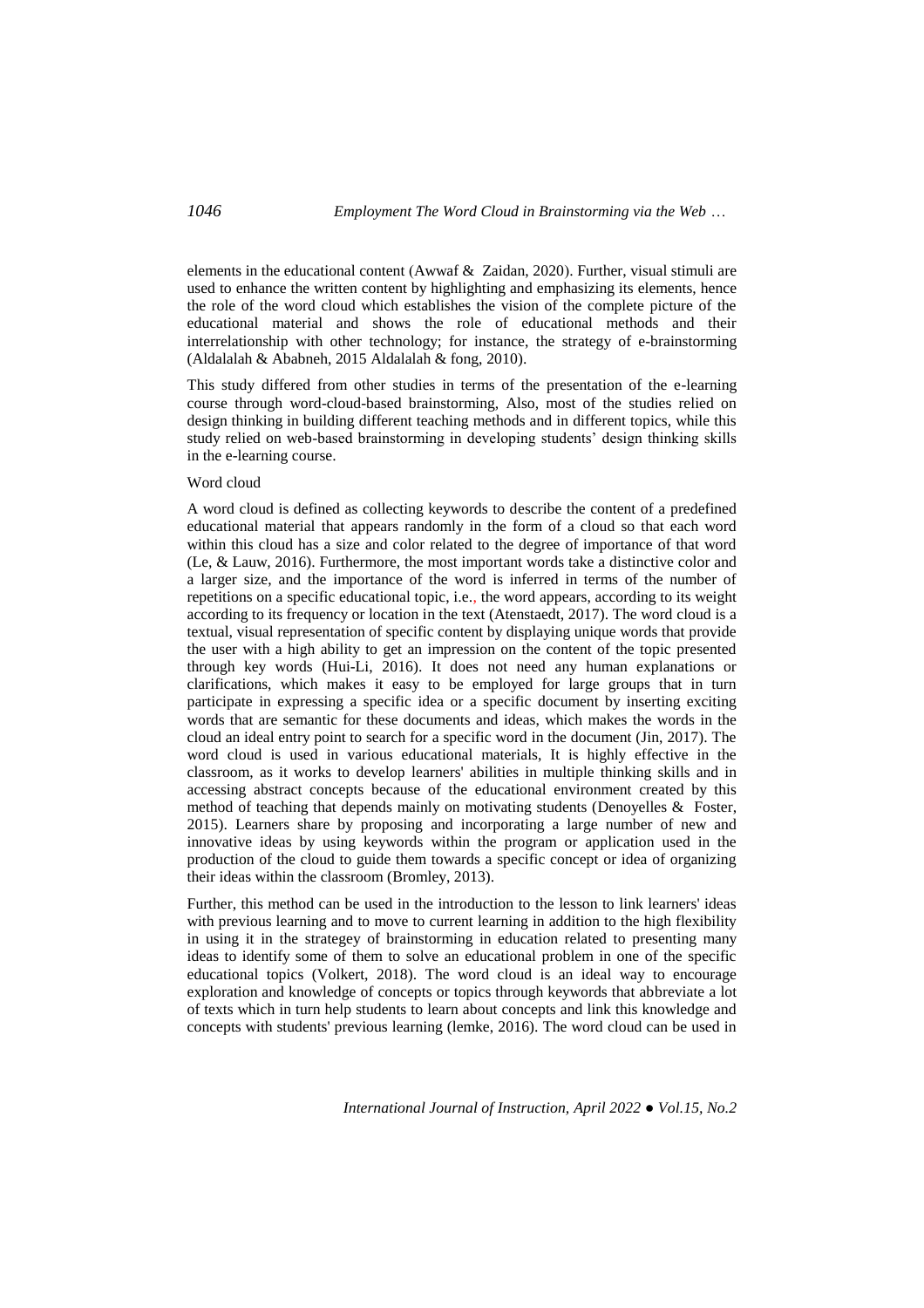elements in the educational content (Awwaf & Zaidan, 2020). Further, visual stimuli are used to enhance the written content by highlighting and emphasizing its elements, hence the role of the word cloud which establishes the vision of the complete picture of the educational material and shows the role of educational methods and their interrelationship with other technology; for instance, the strategy of e-brainstorming (Aldalalah & Ababneh, 2015 Aldalalah & fong, 2010).

This study differed from other studies in terms of the presentation of the e-learning course through word-cloud-based brainstorming, Also, most of the studies relied on design thinking in building different teaching methods and in different topics, while this study relied on web-based brainstorming in developing students' design thinking skills in the e-learning course.

Word cloud

A word cloud is defined as collecting keywords to describe the content of a predefined educational material that appears randomly in the form of a cloud so that each word within this cloud has a size and color related to the degree of importance of that word (Le, & Lauw, 2016). Furthermore, the most important words take a distinctive color and a larger size, and the importance of the word is inferred in terms of the number of repetitions on a specific educational topic, i.e., the word appears, according to its weight according to its frequency or location in the text (Atenstaedt, 2017). The word cloud is a textual, visual representation of specific content by displaying unique words that provide the user with a high ability to get an impression on the content of the topic presented through key words (Hui-Li, 2016). It does not need any human explanations or clarifications, which makes it easy to be employed for large groups that in turn participate in expressing a specific idea or a specific document by inserting exciting words that are semantic for these documents and ideas, which makes the words in the cloud an ideal entry point to search for a specific word in the document (Jin, 2017). The word cloud is used in various educational materials, It is highly effective in the classroom, as it works to develop learners' abilities in multiple thinking skills and in accessing abstract concepts because of the educational environment created by this method of teaching that depends mainly on motivating students (Denoyelles & Foster, 2015). Learners share by proposing and incorporating a large number of new and innovative ideas by using keywords within the program or application used in the production of the cloud to guide them towards a specific concept or idea of organizing their ideas within the classroom (Bromley, 2013).

Further, this method can be used in the introduction to the lesson to link learners' ideas with previous learning and to move to current learning in addition to the high flexibility in using it in the strategey of brainstorming in education related to presenting many ideas to identify some of them to solve an educational problem in one of the specific educational topics (Volkert, 2018). The word cloud is an ideal way to encourage exploration and knowledge of concepts or topics through keywords that abbreviate a lot of texts which in turn help students to learn about concepts and link this knowledge and concepts with students' previous learning (lemke, 2016). The word cloud can be used in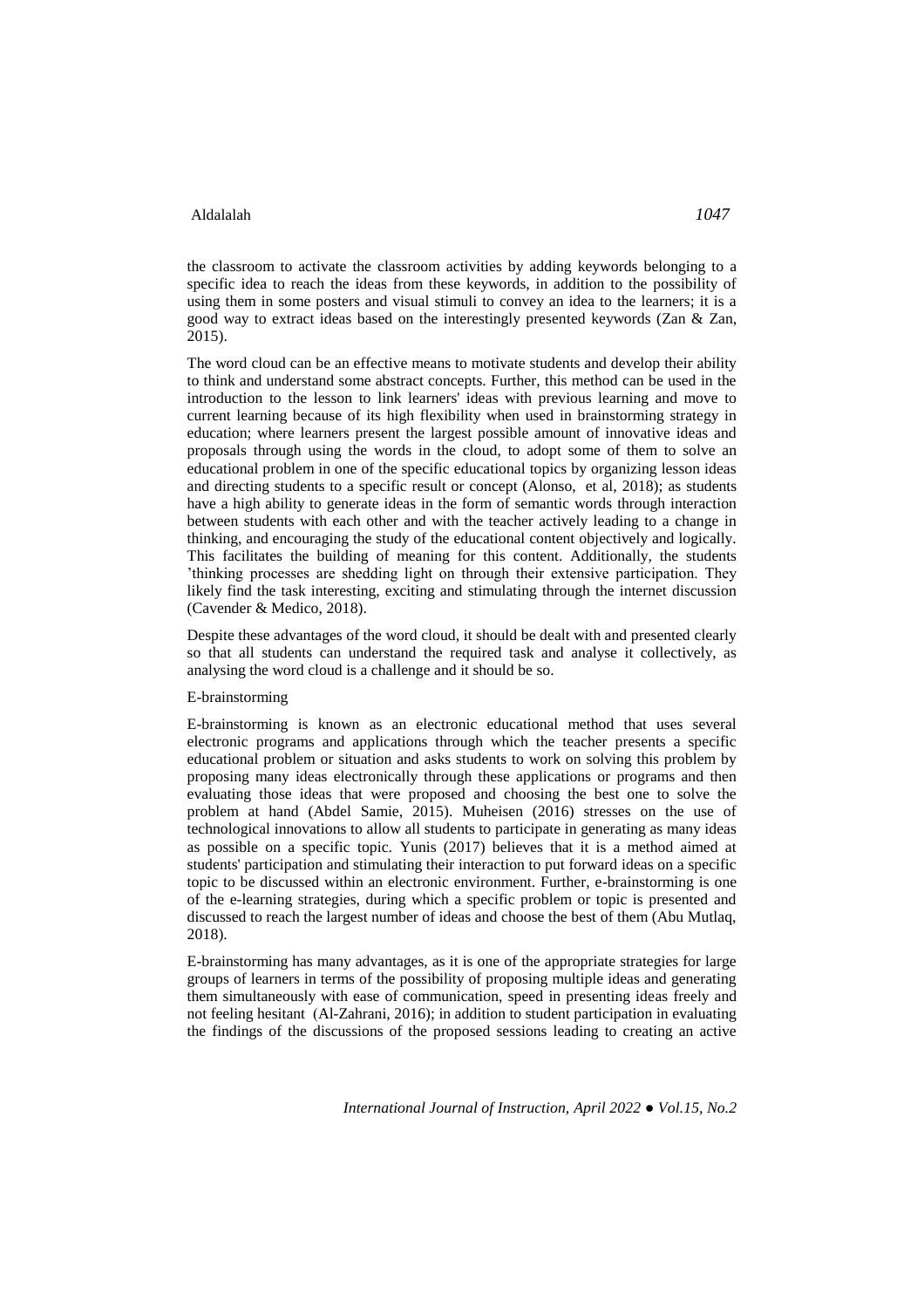the classroom to activate the classroom activities by adding keywords belonging to a specific idea to reach the ideas from these keywords, in addition to the possibility of using them in some posters and visual stimuli to convey an idea to the learners; it is a good way to extract ideas based on the interestingly presented keywords (Zan & Zan, 2015).

The word cloud can be an effective means to motivate students and develop their ability to think and understand some abstract concepts. Further, this method can be used in the introduction to the lesson to link learners' ideas with previous learning and move to current learning because of its high flexibility when used in brainstorming strategy in education; where learners present the largest possible amount of innovative ideas and proposals through using the words in the cloud, to adopt some of them to solve an educational problem in one of the specific educational topics by organizing lesson ideas and directing students to a specific result or concept (Alonso, et al, 2018); as students have a high ability to generate ideas in the form of semantic words through interaction between students with each other and with the teacher actively leading to a change in thinking, and encouraging the study of the educational content objectively and logically. This facilitates the building of meaning for this content. Additionally, the students 'thinking processes are shedding light on through their extensive participation. They likely find the task interesting, exciting and stimulating through the internet discussion (Cavender & Medico, 2018).

Despite these advantages of the word cloud, it should be dealt with and presented clearly so that all students can understand the required task and analyse it collectively, as analysing the word cloud is a challenge and it should be so.

## E-brainstorming

E-brainstorming is known as an electronic educational method that uses several electronic programs and applications through which the teacher presents a specific educational problem or situation and asks students to work on solving this problem by proposing many ideas electronically through these applications or programs and then evaluating those ideas that were proposed and choosing the best one to solve the problem at hand (Abdel Samie, 2015). Muheisen (2016) stresses on the use of technological innovations to allow all students to participate in generating as many ideas as possible on a specific topic. Yunis (2017) believes that it is a method aimed at students' participation and stimulating their interaction to put forward ideas on a specific topic to be discussed within an electronic environment. Further, e-brainstorming is one of the e-learning strategies, during which a specific problem or topic is presented and discussed to reach the largest number of ideas and choose the best of them (Abu Mutlaq, 2018).

E-brainstorming has many advantages, as it is one of the appropriate strategies for large groups of learners in terms of the possibility of proposing multiple ideas and generating them simultaneously with ease of communication, speed in presenting ideas freely and not feeling hesitant (Al-Zahrani, 2016); in addition to student participation in evaluating the findings of the discussions of the proposed sessions leading to creating an active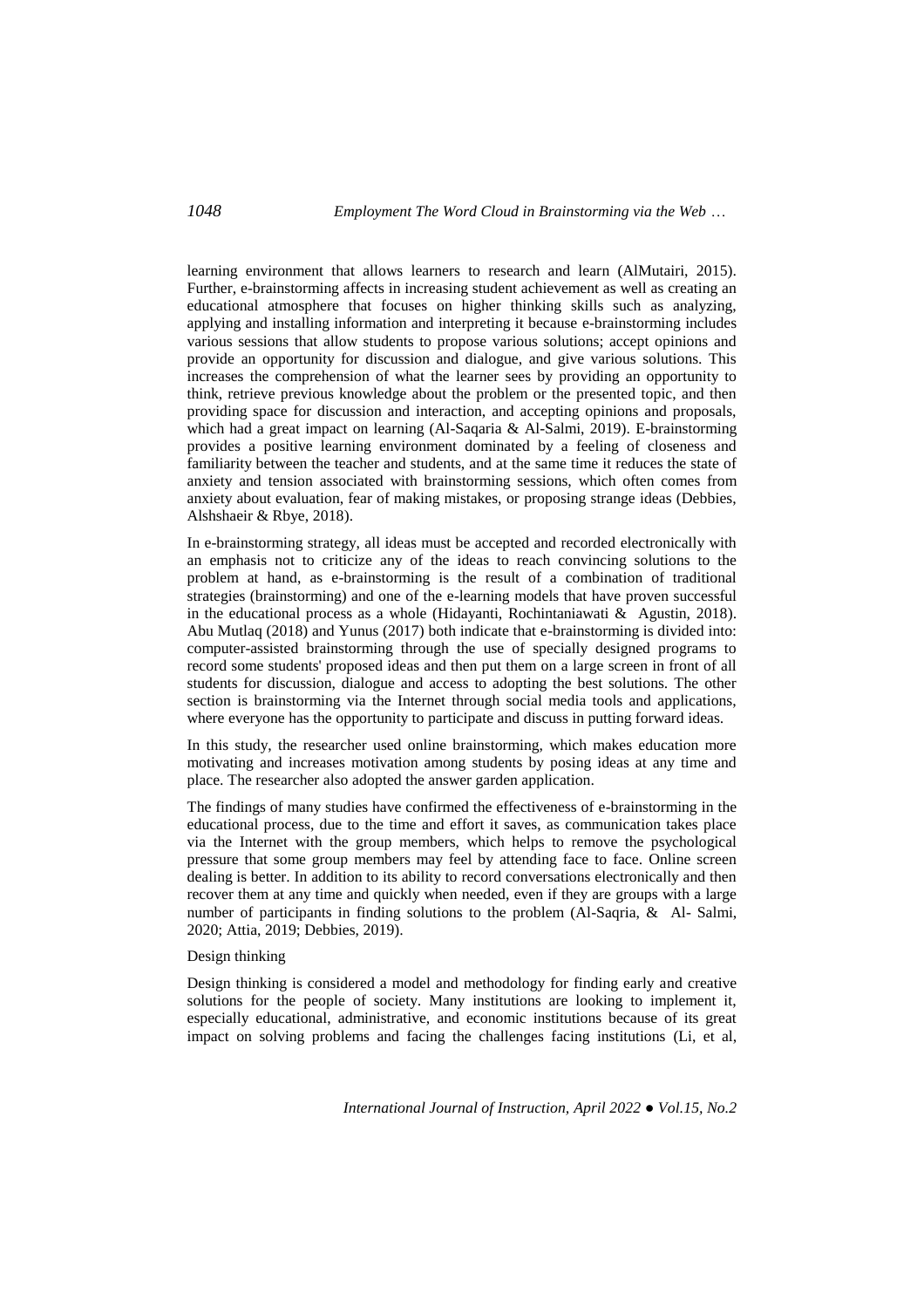learning environment that allows learners to research and learn (AlMutairi, 2015). Further, e-brainstorming affects in increasing student achievement as well as creating an educational atmosphere that focuses on higher thinking skills such as analyzing, applying and installing information and interpreting it because e-brainstorming includes various sessions that allow students to propose various solutions; accept opinions and provide an opportunity for discussion and dialogue, and give various solutions. This increases the comprehension of what the learner sees by providing an opportunity to think, retrieve previous knowledge about the problem or the presented topic, and then providing space for discussion and interaction, and accepting opinions and proposals, which had a great impact on learning (Al-Saqaria & Al-Salmi, 2019). E-brainstorming provides a positive learning environment dominated by a feeling of closeness and familiarity between the teacher and students, and at the same time it reduces the state of anxiety and tension associated with brainstorming sessions, which often comes from anxiety about evaluation, fear of making mistakes, or proposing strange ideas (Debbies, Alshshaeir & Rbye, 2018).

In e-brainstorming strategy, all ideas must be accepted and recorded electronically with an emphasis not to criticize any of the ideas to reach convincing solutions to the problem at hand, as e-brainstorming is the result of a combination of traditional strategies (brainstorming) and one of the e-learning models that have proven successful in the educational process as a whole (Hidayanti, Rochintaniawati & Agustin, 2018). Abu Mutlaq (2018) and Yunus (2017) both indicate that e-brainstorming is divided into: computer-assisted brainstorming through the use of specially designed programs to record some students' proposed ideas and then put them on a large screen in front of all students for discussion, dialogue and access to adopting the best solutions. The other section is brainstorming via the Internet through social media tools and applications, where everyone has the opportunity to participate and discuss in putting forward ideas.

In this study, the researcher used online brainstorming, which makes education more motivating and increases motivation among students by posing ideas at any time and place. The researcher also adopted the answer garden application.

The findings of many studies have confirmed the effectiveness of e-brainstorming in the educational process, due to the time and effort it saves, as communication takes place via the Internet with the group members, which helps to remove the psychological pressure that some group members may feel by attending face to face. Online screen dealing is better. In addition to its ability to record conversations electronically and then recover them at any time and quickly when needed, even if they are groups with a large number of participants in finding solutions to the problem (Al-Saqria, & Al- Salmi, 2020; Attia, 2019; Debbies, 2019).

Design thinking

Design thinking is considered a model and methodology for finding early and creative solutions for the people of society. Many institutions are looking to implement it, especially educational, administrative, and economic institutions because of its great impact on solving problems and facing the challenges facing institutions (Li, et al,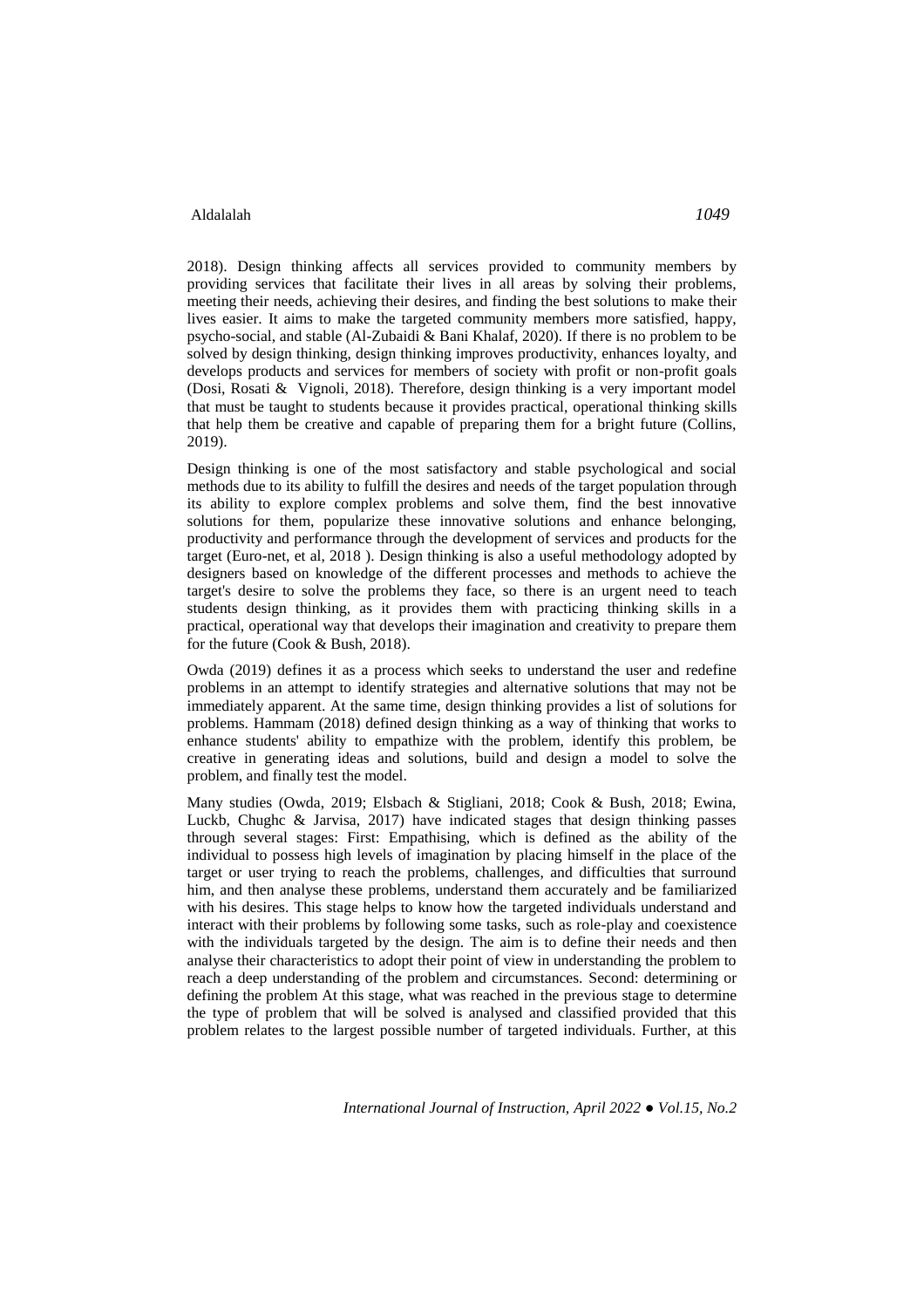2018). Design thinking affects all services provided to community members by providing services that facilitate their lives in all areas by solving their problems, meeting their needs, achieving their desires, and finding the best solutions to make their lives easier. It aims to make the targeted community members more satisfied, happy, psycho-social, and stable (Al-Zubaidi & Bani Khalaf, 2020). If there is no problem to be solved by design thinking, design thinking improves productivity, enhances loyalty, and develops products and services for members of society with profit or non-profit goals (Dosi, Rosati & Vignoli, 2018). Therefore, design thinking is a very important model that must be taught to students because it provides practical, operational thinking skills that help them be creative and capable of preparing them for a bright future (Collins, 2019).

Design thinking is one of the most satisfactory and stable psychological and social methods due to its ability to fulfill the desires and needs of the target population through its ability to explore complex problems and solve them, find the best innovative solutions for them, popularize these innovative solutions and enhance belonging, productivity and performance through the development of services and products for the target (Euro-net, et al, 2018 ). Design thinking is also a useful methodology adopted by designers based on knowledge of the different processes and methods to achieve the target's desire to solve the problems they face, so there is an urgent need to teach students design thinking, as it provides them with practicing thinking skills in a practical, operational way that develops their imagination and creativity to prepare them for the future (Cook & Bush, 2018).

Owda (2019) defines it as a process which seeks to understand the user and redefine problems in an attempt to identify strategies and alternative solutions that may not be immediately apparent. At the same time, design thinking provides a list of solutions for problems. Hammam (2018) defined design thinking as a way of thinking that works to enhance students' ability to empathize with the problem, identify this problem, be creative in generating ideas and solutions, build and design a model to solve the problem, and finally test the model.

Many studies (Owda, 2019; Elsbach & Stigliani, 2018; Cook & Bush, 2018; Ewina, Luckb, Chughc & Jarvisa, 2017) have indicated stages that design thinking passes through several stages: First: Empathising, which is defined as the ability of the individual to possess high levels of imagination by placing himself in the place of the target or user trying to reach the problems, challenges, and difficulties that surround him, and then analyse these problems, understand them accurately and be familiarized with his desires. This stage helps to know how the targeted individuals understand and interact with their problems by following some tasks, such as role-play and coexistence with the individuals targeted by the design. The aim is to define their needs and then analyse their characteristics to adopt their point of view in understanding the problem to reach a deep understanding of the problem and circumstances. Second: determining or defining the problem At this stage, what was reached in the previous stage to determine the type of problem that will be solved is analysed and classified provided that this problem relates to the largest possible number of targeted individuals. Further, at this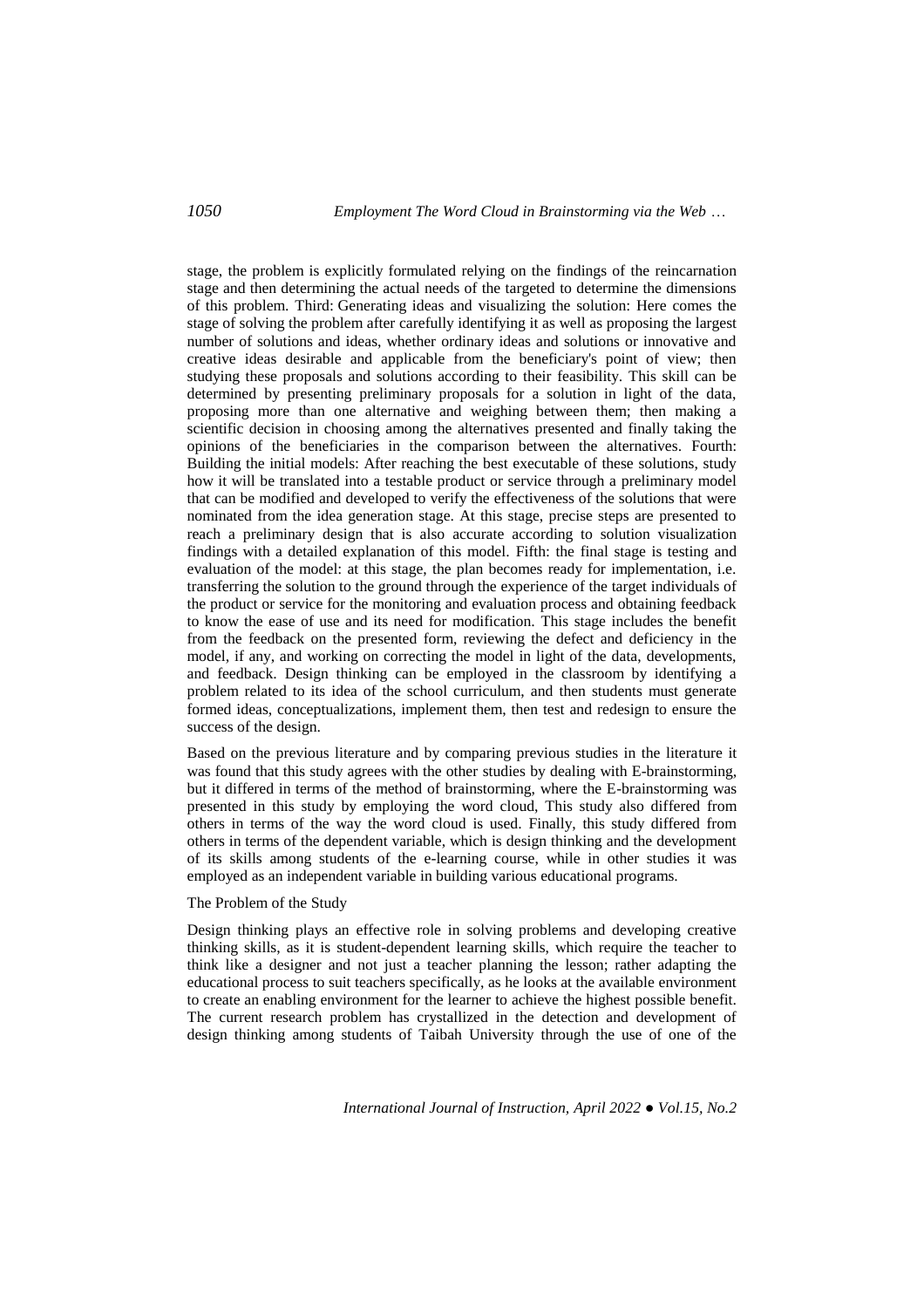stage, the problem is explicitly formulated relying on the findings of the reincarnation stage and then determining the actual needs of the targeted to determine the dimensions of this problem. Third: Generating ideas and visualizing the solution: Here comes the stage of solving the problem after carefully identifying it as well as proposing the largest number of solutions and ideas, whether ordinary ideas and solutions or innovative and creative ideas desirable and applicable from the beneficiary's point of view; then studying these proposals and solutions according to their feasibility. This skill can be determined by presenting preliminary proposals for a solution in light of the data, proposing more than one alternative and weighing between them; then making a scientific decision in choosing among the alternatives presented and finally taking the opinions of the beneficiaries in the comparison between the alternatives. Fourth: Building the initial models: After reaching the best executable of these solutions, study how it will be translated into a testable product or service through a preliminary model that can be modified and developed to verify the effectiveness of the solutions that were nominated from the idea generation stage. At this stage, precise steps are presented to reach a preliminary design that is also accurate according to solution visualization findings with a detailed explanation of this model. Fifth: the final stage is testing and evaluation of the model: at this stage, the plan becomes ready for implementation, i.e. transferring the solution to the ground through the experience of the target individuals of the product or service for the monitoring and evaluation process and obtaining feedback to know the ease of use and its need for modification. This stage includes the benefit from the feedback on the presented form, reviewing the defect and deficiency in the model, if any, and working on correcting the model in light of the data, developments, and feedback. Design thinking can be employed in the classroom by identifying a problem related to its idea of the school curriculum, and then students must generate formed ideas, conceptualizations, implement them, then test and redesign to ensure the success of the design.

Based on the previous literature and by comparing previous studies in the literature it was found that this study agrees with the other studies by dealing with E-brainstorming, but it differed in terms of the method of brainstorming, where the E-brainstorming was presented in this study by employing the word cloud, This study also differed from others in terms of the way the word cloud is used. Finally, this study differed from others in terms of the dependent variable, which is design thinking and the development of its skills among students of the e-learning course, while in other studies it was employed as an independent variable in building various educational programs.

## The Problem of the Study

Design thinking plays an effective role in solving problems and developing creative thinking skills, as it is student-dependent learning skills, which require the teacher to think like a designer and not just a teacher planning the lesson; rather adapting the educational process to suit teachers specifically, as he looks at the available environment to create an enabling environment for the learner to achieve the highest possible benefit. The current research problem has crystallized in the detection and development of design thinking among students of Taibah University through the use of one of the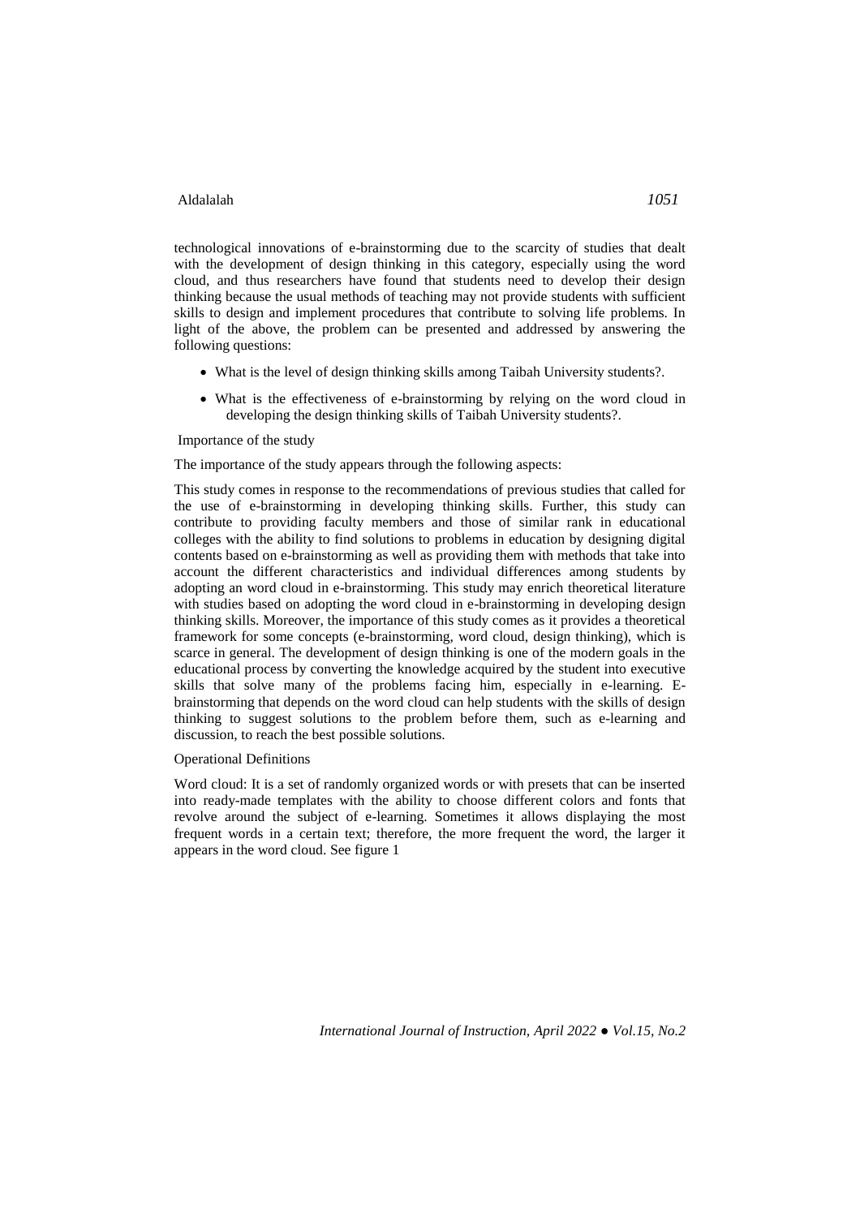technological innovations of e-brainstorming due to the scarcity of studies that dealt with the development of design thinking in this category, especially using the word cloud, and thus researchers have found that students need to develop their design thinking because the usual methods of teaching may not provide students with sufficient skills to design and implement procedures that contribute to solving life problems. In light of the above, the problem can be presented and addressed by answering the following questions:

- What is the level of design thinking skills among Taibah University students?.
- What is the effectiveness of e-brainstorming by relying on the word cloud in developing the design thinking skills of Taibah University students?.

## Importance of the study

The importance of the study appears through the following aspects:

This study comes in response to the recommendations of previous studies that called for the use of e-brainstorming in developing thinking skills. Further, this study can contribute to providing faculty members and those of similar rank in educational colleges with the ability to find solutions to problems in education by designing digital contents based on e-brainstorming as well as providing them with methods that take into account the different characteristics and individual differences among students by adopting an word cloud in e-brainstorming. This study may enrich theoretical literature with studies based on adopting the word cloud in e-brainstorming in developing design thinking skills. Moreover, the importance of this study comes as it provides a theoretical framework for some concepts (e-brainstorming, word cloud, design thinking), which is scarce in general. The development of design thinking is one of the modern goals in the educational process by converting the knowledge acquired by the student into executive skills that solve many of the problems facing him, especially in e-learning. E-brainstorming that depends on the word cloud can help students with the skills of design thinking to suggest solutions to the problem before them, such as e-learning and discussion, to reach the best possible solutions.

## Operational Definitions

Word cloud: It is a set of randomly organized words or with presets that can be inserted into ready-made templates with the ability to choose different colors and fonts that revolve around the subject of e-learning. Sometimes it allows displaying the most frequent words in a certain text; therefore, the more frequent the word, the larger it appears in the word cloud. See figure 1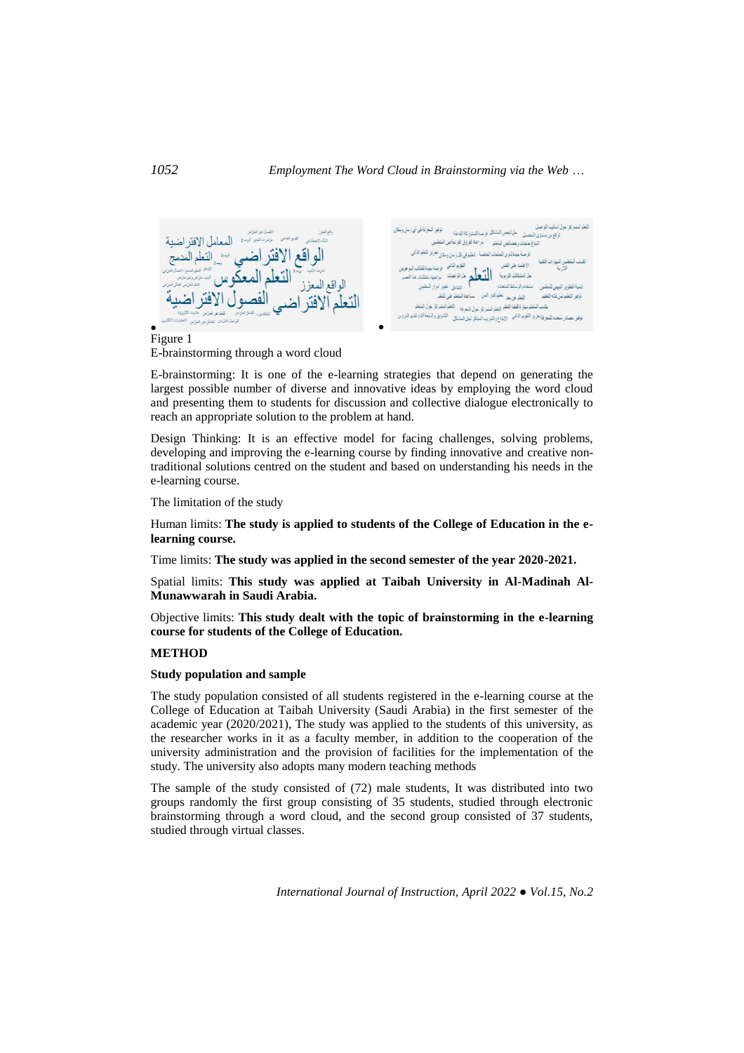Figure 1

E-brainstorming through a word cloud

E-brainstorming: It is one of the e-learning strategies that depend on generating the largest possible number of diverse and innovative ideas by employing the word cloud and presenting them to students for discussion and collective dialogue electronically to reach an appropriate solution to the problem at hand.

Design Thinking: It is an effective model for facing challenges, solving problems, developing and improving the e-learning course by finding innovative and creative non-traditional solutions centred on the student and based on understanding his needs in the e-learning course.

The limitation of the study

Human limits: **The study is applied to students of the College of Education in the e-learning course.**

Time limits: **The study was applied in the second semester of the year 2020-2021.**

Spatial limits: **This study was applied at Taibah University in Al-Madinah Al-Munawwarah in Saudi Arabia.**

Objective limits: **This study dealt with the topic of brainstorming in the e-learning course for students of the College of Education.**

## METHOD

### Study population and sample

The study population consisted of all students registered in the e-learning course at the College of Education at Taibah University (Saudi Arabia) in the first semester of the academic year (2020/2021), The study was applied to the students of this university, as the researcher works in it as a faculty member, in addition to the cooperation of the university administration and the provision of facilities for the implementation of the study. The university also adopts many modern teaching methods

The sample of the study consisted of (72) male students, It was distributed into two groups randomly the first group consisting of 35 students, studied through electronic brainstorming through a word cloud, and the second group consisted of 37 students, studied through virtual classes.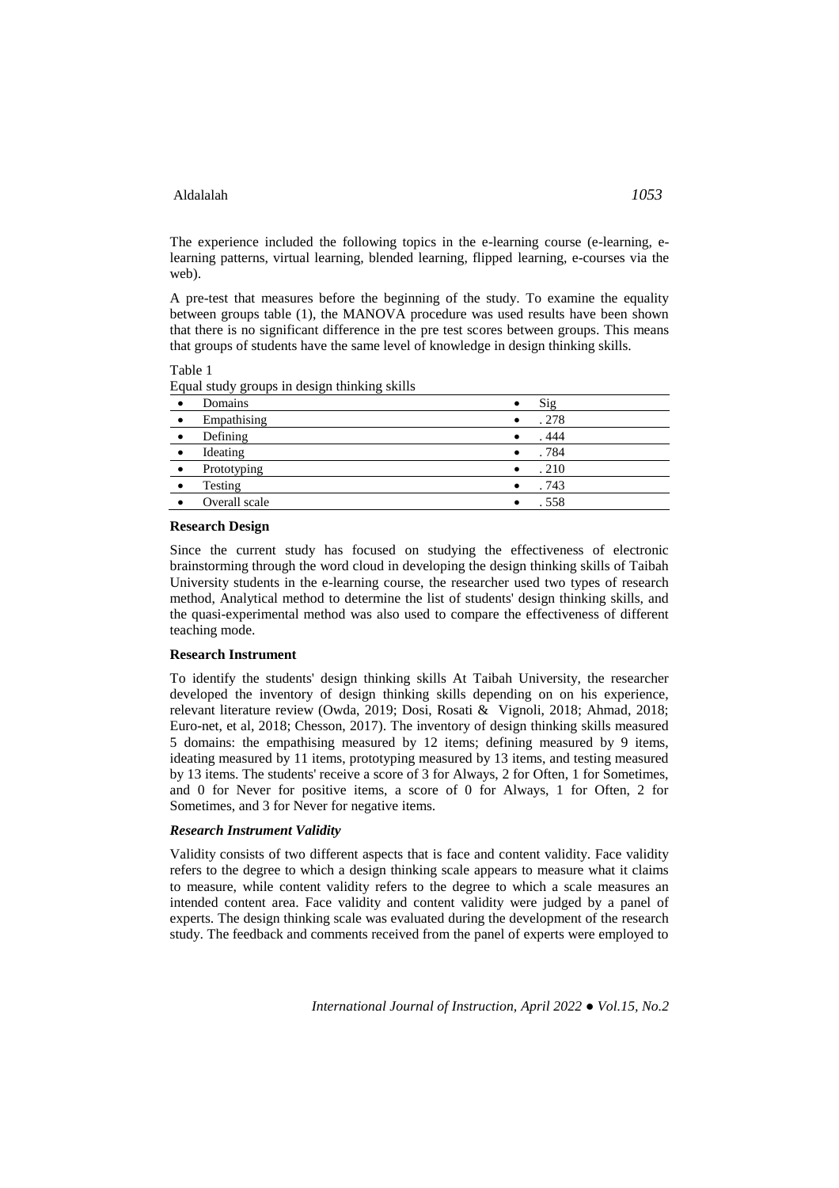The experience included the following topics in the e-learning course (e-learning, e-learning patterns, virtual learning, blended learning, flipped learning, e-courses via the web).

A pre-test that measures before the beginning of the study. To examine the equality between groups table (1), the MANOVA procedure was used results have been shown that there is no significant difference in the pre test scores between groups. This means that groups of students have the same level of knowledge in design thinking skills.

Table 1
Equal study groups in design thinking skills

| Domains | Sig |
|---|---|
| Empathising | . 278 |
| Defining | . 444 |
| Ideating | . 784 |
| Prototyping | . 210 |
| Testing | . 743 |
| Overall scale | . 558 |

**Research Design**

Since the current study has focused on studying the effectiveness of electronic brainstorming through the word cloud in developing the design thinking skills of Taibah University students in the e-learning course, the researcher used two types of research method, Analytical method to determine the list of students' design thinking skills, and the quasi-experimental method was also used to compare the effectiveness of different teaching mode.

**Research Instrument**

To identify the students' design thinking skills At Taibah University, the researcher developed the inventory of design thinking skills depending on on his experience, relevant literature review (Owda, 2019; Dosi, Rosati & Vignoli, 2018; Ahmad, 2018; Euro-net, et al, 2018; Chesson, 2017). The inventory of design thinking skills measured 5 domains: the empathising measured by 12 items; defining measured by 9 items, ideating measured by 11 items, prototyping measured by 13 items, and testing measured by 13 items. The students' receive a score of 3 for Always, 2 for Often, 1 for Sometimes, and 0 for Never for positive items, a score of 0 for Always, 1 for Often, 2 for Sometimes, and 3 for Never for negative items.

***Research Instrument Validity***

Validity consists of two different aspects that is face and content validity. Face validity refers to the degree to which a design thinking scale appears to measure what it claims to measure, while content validity refers to the degree to which a scale measures an intended content area. Face validity and content validity were judged by a panel of experts. The design thinking scale was evaluated during the development of the research study. The feedback and comments received from the panel of experts were employed to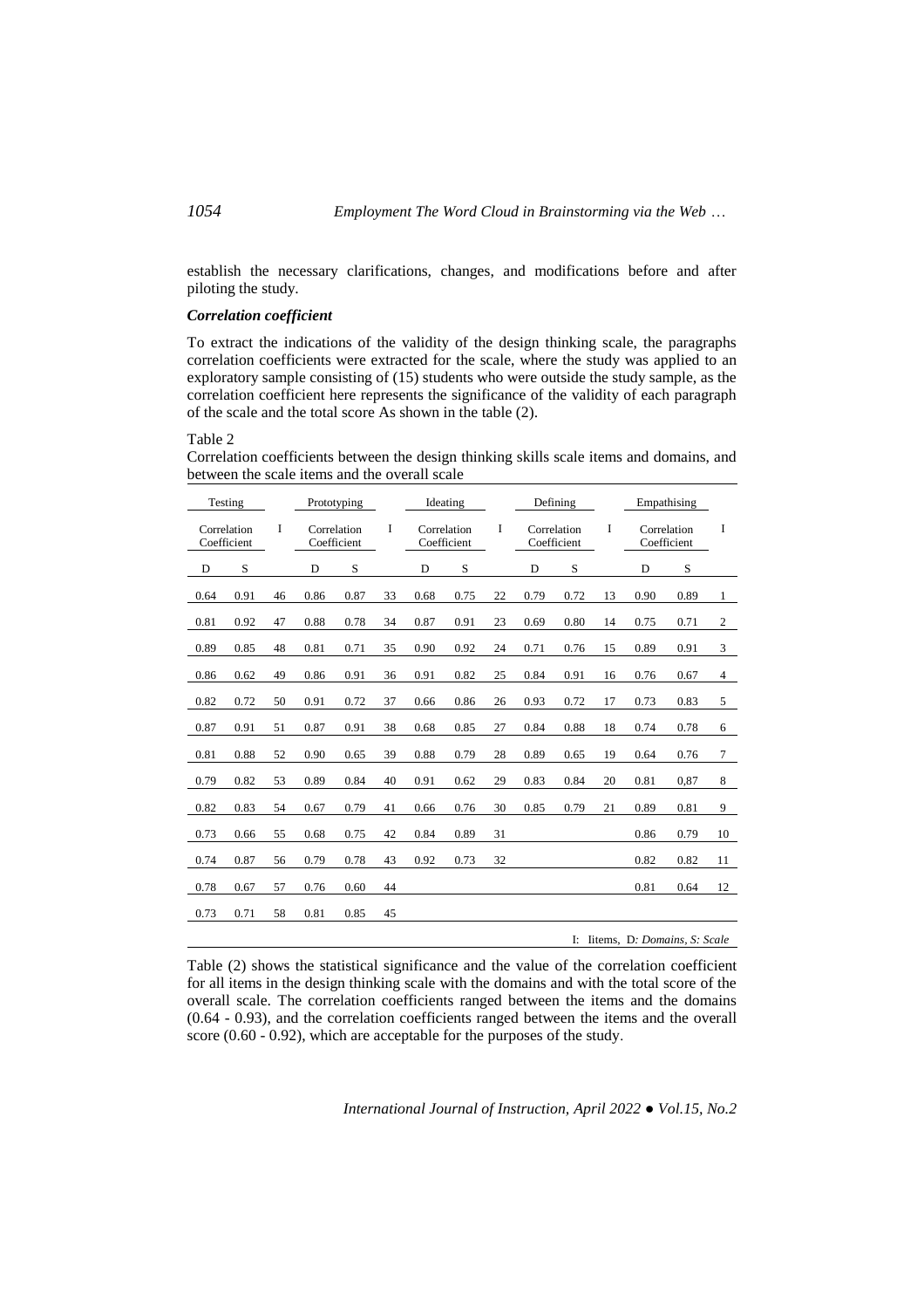establish the necessary clarifications, changes, and modifications before and after piloting the study.

### ***Correlation coefficient***

To extract the indications of the validity of the design thinking scale, the paragraphs correlation coefficients were extracted for the scale, where the study was applied to an exploratory sample consisting of (15) students who were outside the study sample, as the correlation coefficient here represents the significance of the validity of each paragraph of the scale and the total score As shown in the table (2).

Table 2

Correlation coefficients between the design thinking skills scale items and domains, and between the scale items and the overall scale

| Testing | | | Prototyping | | | Ideating | | | Defining | | | Empathising | | |
|---|---|---|---|---|---|---|---|---|---|---|---|---|---|---|
| Correlation Coefficient | | I | Correlation Coefficient | | I | Correlation Coefficient | | I | Correlation Coefficient | | I | Correlation Coefficient | | I |
| D | S | | D | S | | D | S | | D | S | | D | S | |
| 0.64 | 0.91 | 46 | 0.86 | 0.87 | 33 | 0.68 | 0.75 | 22 | 0.79 | 0.72 | 13 | 0.90 | 0.89 | 1 |
| 0.81 | 0.92 | 47 | 0.88 | 0.78 | 34 | 0.87 | 0.91 | 23 | 0.69 | 0.80 | 14 | 0.75 | 0.71 | 2 |
| 0.89 | 0.85 | 48 | 0.81 | 0.71 | 35 | 0.90 | 0.92 | 24 | 0.71 | 0.76 | 15 | 0.89 | 0.91 | 3 |
| 0.86 | 0.62 | 49 | 0.86 | 0.91 | 36 | 0.91 | 0.82 | 25 | 0.84 | 0.91 | 16 | 0.76 | 0.67 | 4 |
| 0.82 | 0.72 | 50 | 0.91 | 0.72 | 37 | 0.66 | 0.86 | 26 | 0.93 | 0.72 | 17 | 0.73 | 0.83 | 5 |
| 0.87 | 0.91 | 51 | 0.87 | 0.91 | 38 | 0.68 | 0.85 | 27 | 0.84 | 0.88 | 18 | 0.74 | 0.78 | 6 |
| 0.81 | 0.88 | 52 | 0.90 | 0.65 | 39 | 0.88 | 0.79 | 28 | 0.89 | 0.65 | 19 | 0.64 | 0.76 | 7 |
| 0.79 | 0.82 | 53 | 0.89 | 0.84 | 40 | 0.91 | 0.62 | 29 | 0.83 | 0.84 | 20 | 0.81 | 0,87 | 8 |
| 0.82 | 0.83 | 54 | 0.67 | 0.79 | 41 | 0.66 | 0.76 | 30 | 0.85 | 0.79 | 21 | 0.89 | 0.81 | 9 |
| 0.73 | 0.66 | 55 | 0.68 | 0.75 | 42 | 0.84 | 0.89 | 31 | | | | 0.86 | 0.79 | 10 |
| 0.74 | 0.87 | 56 | 0.79 | 0.78 | 43 | 0.92 | 0.73 | 32 | | | | 0.82 | 0.82 | 11 |
| 0.78 | 0.67 | 57 | 0.76 | 0.60 | 44 | | | | | | | 0.81 | 0.64 | 12 |
| 0.73 | 0.71 | 58 | 0.81 | 0.85 | 45 | | | | | | | | | |

I: Iitems, D*: Domains, S: Scale*

Table (2) shows the statistical significance and the value of the correlation coefficient for all items in the design thinking scale with the domains and with the total score of the overall scale. The correlation coefficients ranged between the items and the domains (0.64 - 0.93), and the correlation coefficients ranged between the items and the overall score (0.60 - 0.92), which are acceptable for the purposes of the study.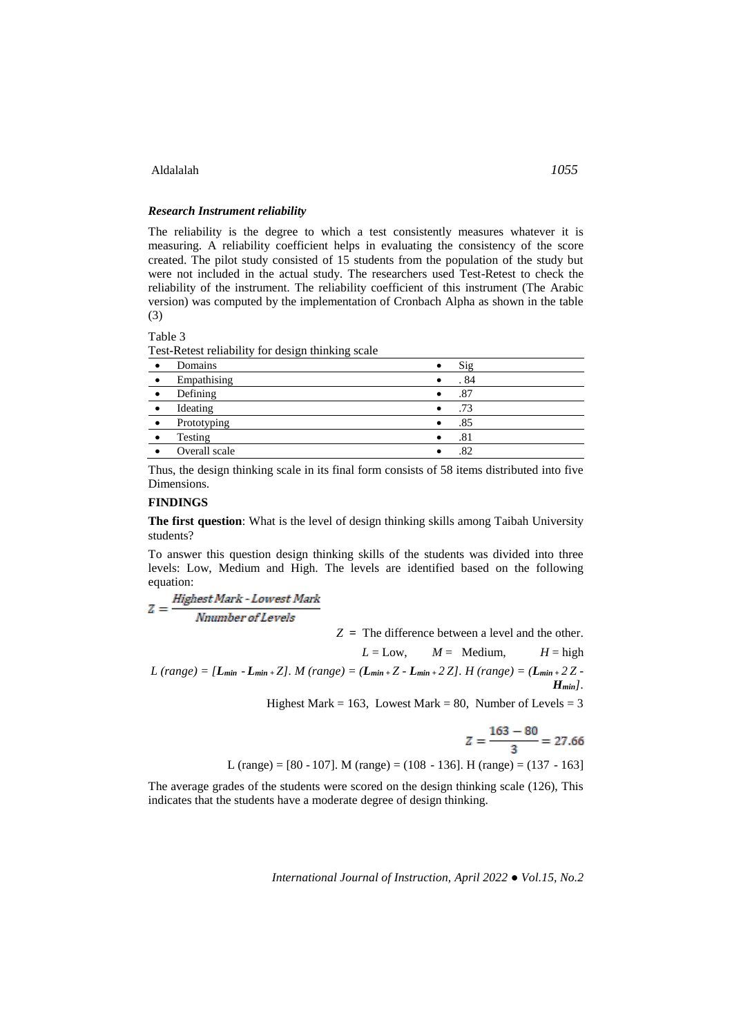### *Research Instrument reliability*

The reliability is the degree to which a test consistently measures whatever it is measuring. A reliability coefficient helps in evaluating the consistency of the score created. The pilot study consisted of 15 students from the population of the study but were not included in the actual study. The researchers used Test-Retest to check the reliability of the instrument. The reliability coefficient of this instrument (The Arabic version) was computed by the implementation of Cronbach Alpha as shown in the table (3)

Table 3

Test-Retest reliability for design thinking scale

| Domains | Sig |
|---|---|
| Empathising | . 84 |
| Defining | .87 |
| Ideating | .73 |
| Prototyping | .85 |
| Testing | .81 |
| Overall scale | .82 |

Thus, the design thinking scale in its final form consists of 58 items distributed into five Dimensions.

## FINDINGS

**The first question**: What is the level of design thinking skills among Taibah University students?

To answer this question design thinking skills of the students was divided into three levels: Low, Medium and High. The levels are identified based on the following equation:

$$Z = \frac{\text{Highest Mark - Lowest Mark}}{\text{Nnumber of Levels}}$$

$Z$ = The difference between a level and the other.

$L$ = Low, $M$ = Medium, $H$ = high

$L$ (range) = $[L_{min} - L_{min+}Z]$. $M$ (range) = $(L_{min+}Z - L_{min+}2Z]$. $H$ (range) = $(L_{min+}2Z - H_{min}]$.

Highest Mark = 163, Lowest Mark = 80, Number of Levels = 3

$$Z = \frac{163 - 80}{3} = 27.66$$

L (range) = [80 - 107]. M (range) = (108 - 136]. H (range) = (137 - 163]

The average grades of the students were scored on the design thinking scale (126), This indicates that the students have a moderate degree of design thinking.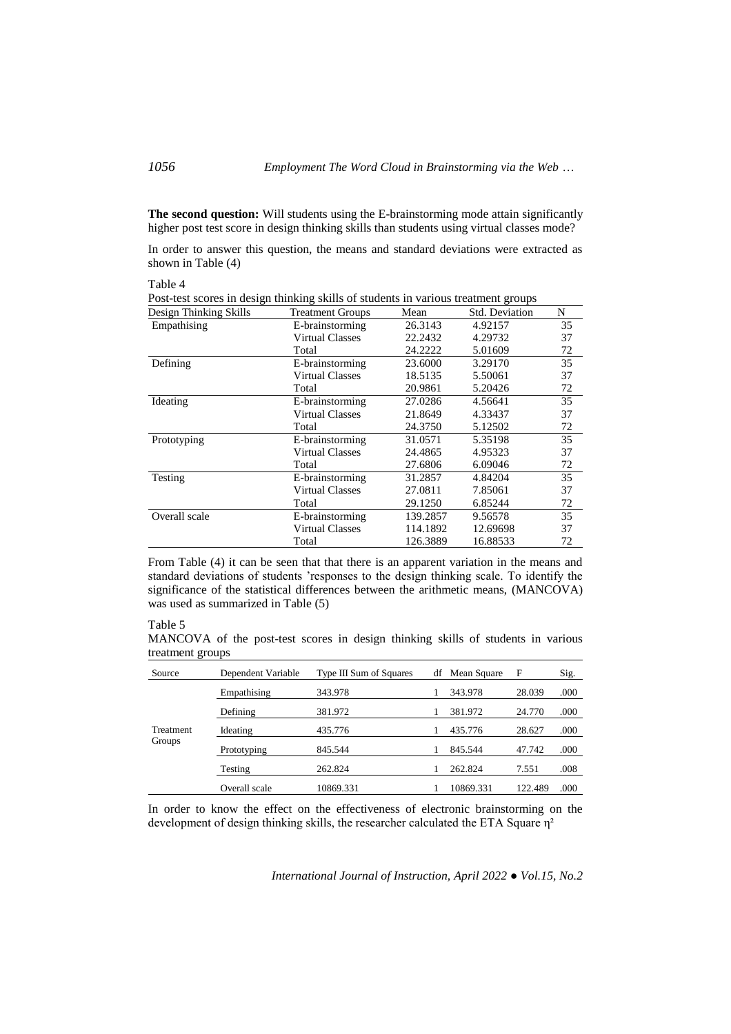**The second question:** Will students using the E-brainstorming mode attain significantly higher post test score in design thinking skills than students using virtual classes mode?

In order to answer this question, the means and standard deviations were extracted as shown in Table (4)

Table 4
Post-test scores in design thinking skills of students in various treatment groups

| Design Thinking Skills | Treatment Groups | Mean | Std. Deviation | N |
|---|---|---|---|---|
| Empathising | E-brainstorming | 26.3143 | 4.92157 | 35 |
| | Virtual Classes | 22.2432 | 4.29732 | 37 |
| | Total | 24.2222 | 5.01609 | 72 |
| Defining | E-brainstorming | 23.6000 | 3.29170 | 35 |
| | Virtual Classes | 18.5135 | 5.50061 | 37 |
| | Total | 20.9861 | 5.20426 | 72 |
| Ideating | E-brainstorming | 27.0286 | 4.56641 | 35 |
| | Virtual Classes | 21.8649 | 4.33437 | 37 |
| | Total | 24.3750 | 5.12502 | 72 |
| Prototyping | E-brainstorming | 31.0571 | 5.35198 | 35 |
| | Virtual Classes | 24.4865 | 4.95323 | 37 |
| | Total | 27.6806 | 6.09046 | 72 |
| Testing | E-brainstorming | 31.2857 | 4.84204 | 35 |
| | Virtual Classes | 27.0811 | 7.85061 | 37 |
| | Total | 29.1250 | 6.85244 | 72 |
| Overall scale | E-brainstorming | 139.2857 | 9.56578 | 35 |
| | Virtual Classes | 114.1892 | 12.69698 | 37 |
| | Total | 126.3889 | 16.88533 | 72 |

From Table (4) it can be seen that that there is an apparent variation in the means and standard deviations of students 'responses to the design thinking scale. To identify the significance of the statistical differences between the arithmetic means, (MANCOVA) was used as summarized in Table (5)

Table 5
MANCOVA of the post-test scores in design thinking skills of students in various treatment groups

| Source | Dependent Variable | Type III Sum of Squares | df | Mean Square | F | Sig. |
|---|---|---|---|---|---|---|
| Treatment Groups | Empathising | 343.978 | 1 | 343.978 | 28.039 | .000 |
| | Defining | 381.972 | 1 | 381.972 | 24.770 | .000 |
| | Ideating | 435.776 | 1 | 435.776 | 28.627 | .000 |
| | Prototyping | 845.544 | 1 | 845.544 | 47.742 | .000 |
| | Testing | 262.824 | 1 | 262.824 | 7.551 | .008 |
| | Overall scale | 10869.331 | 1 | 10869.331 | 122.489 | .000 |

In order to know the effect on the effectiveness of electronic brainstorming on the development of design thinking skills, the researcher calculated the ETA Square $\eta^2$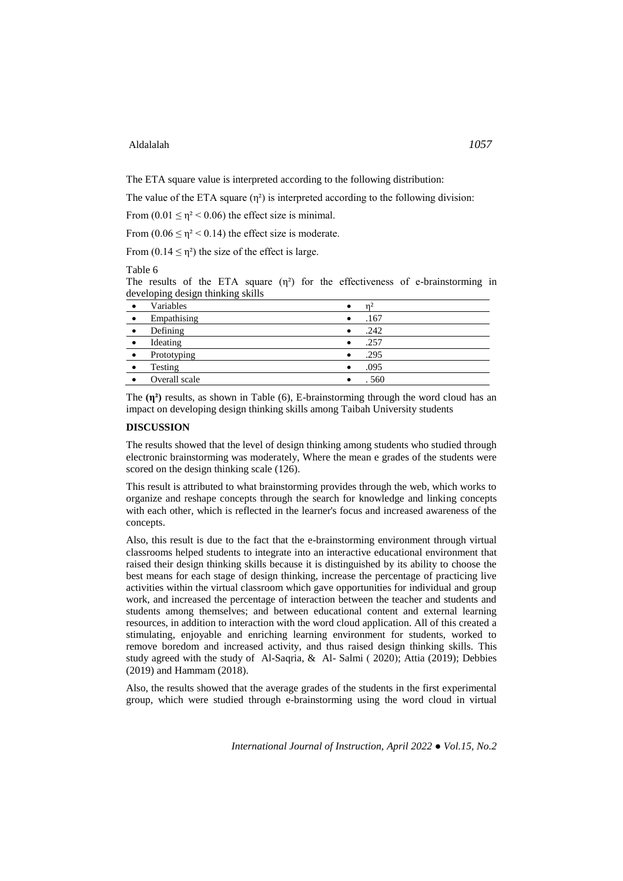The ETA square value is interpreted according to the following distribution:

The value of the ETA square ($\eta^2$) is interpreted according to the following division:

From ($0.01 \leq \eta^2 < 0.06$) the effect size is minimal.

From ($0.06 \leq \eta^2 < 0.14$) the effect size is moderate.

From ($0.14 \leq \eta^2$) the size of the effect is large.

Table 6
The results of the ETA square ($\eta^2$) for the effectiveness of e-brainstorming in developing design thinking skills

| Variables | $\eta^2$ |
|---|---|
| Empathising | .167 |
| Defining | .242 |
| Ideating | .257 |
| Prototyping | .295 |
| Testing | .095 |
| Overall scale | . 560 |

The **($\eta^2$)** results, as shown in Table (6), E-brainstorming through the word cloud has an impact on developing design thinking skills among Taibah University students

## DISCUSSION

The results showed that the level of design thinking among students who studied through electronic brainstorming was moderately, Where the mean e grades of the students were scored on the design thinking scale (126).

This result is attributed to what brainstorming provides through the web, which works to organize and reshape concepts through the search for knowledge and linking concepts with each other, which is reflected in the learner's focus and increased awareness of the concepts.

Also, this result is due to the fact that the e-brainstorming environment through virtual classrooms helped students to integrate into an interactive educational environment that raised their design thinking skills because it is distinguished by its ability to choose the best means for each stage of design thinking, increase the percentage of practicing live activities within the virtual classroom which gave opportunities for individual and group work, and increased the percentage of interaction between the teacher and students and students among themselves; and between educational content and external learning resources, in addition to interaction with the word cloud application. All of this created a stimulating, enjoyable and enriching learning environment for students, worked to remove boredom and increased activity, and thus raised design thinking skills. This study agreed with the study of Al-Saqria, & Al- Salmi ( 2020); Attia (2019); Debbies (2019) and Hammam (2018).

Also, the results showed that the average grades of the students in the first experimental group, which were studied through e-brainstorming using the word cloud in virtual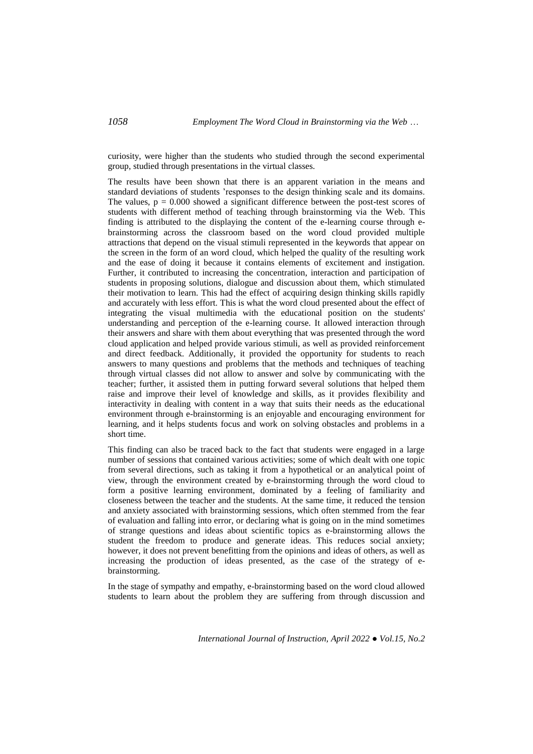curiosity, were higher than the students who studied through the second experimental group, studied through presentations in the virtual classes.

The results have been shown that there is an apparent variation in the means and standard deviations of students 'responses to the design thinking scale and its domains. The values, $p = 0.000$ showed a significant difference between the post-test scores of students with different method of teaching through brainstorming via the Web. This finding is attributed to the displaying the content of the e-learning course through e-brainstorming across the classroom based on the word cloud provided multiple attractions that depend on the visual stimuli represented in the keywords that appear on the screen in the form of an word cloud, which helped the quality of the resulting work and the ease of doing it because it contains elements of excitement and instigation. Further, it contributed to increasing the concentration, interaction and participation of students in proposing solutions, dialogue and discussion about them, which stimulated their motivation to learn. This had the effect of acquiring design thinking skills rapidly and accurately with less effort. This is what the word cloud presented about the effect of integrating the visual multimedia with the educational position on the students' understanding and perception of the e-learning course. It allowed interaction through their answers and share with them about everything that was presented through the word cloud application and helped provide various stimuli, as well as provided reinforcement and direct feedback. Additionally, it provided the opportunity for students to reach answers to many questions and problems that the methods and techniques of teaching through virtual classes did not allow to answer and solve by communicating with the teacher; further, it assisted them in putting forward several solutions that helped them raise and improve their level of knowledge and skills, as it provides flexibility and interactivity in dealing with content in a way that suits their needs as the educational environment through e-brainstorming is an enjoyable and encouraging environment for learning, and it helps students focus and work on solving obstacles and problems in a short time.

This finding can also be traced back to the fact that students were engaged in a large number of sessions that contained various activities; some of which dealt with one topic from several directions, such as taking it from a hypothetical or an analytical point of view, through the environment created by e-brainstorming through the word cloud to form a positive learning environment, dominated by a feeling of familiarity and closeness between the teacher and the students. At the same time, it reduced the tension and anxiety associated with brainstorming sessions, which often stemmed from the fear of evaluation and falling into error, or declaring what is going on in the mind sometimes of strange questions and ideas about scientific topics as e-brainstorming allows the student the freedom to produce and generate ideas. This reduces social anxiety; however, it does not prevent benefitting from the opinions and ideas of others, as well as increasing the production of ideas presented, as the case of the strategy of e-brainstorming.

In the stage of sympathy and empathy, e-brainstorming based on the word cloud allowed students to learn about the problem they are suffering from through discussion and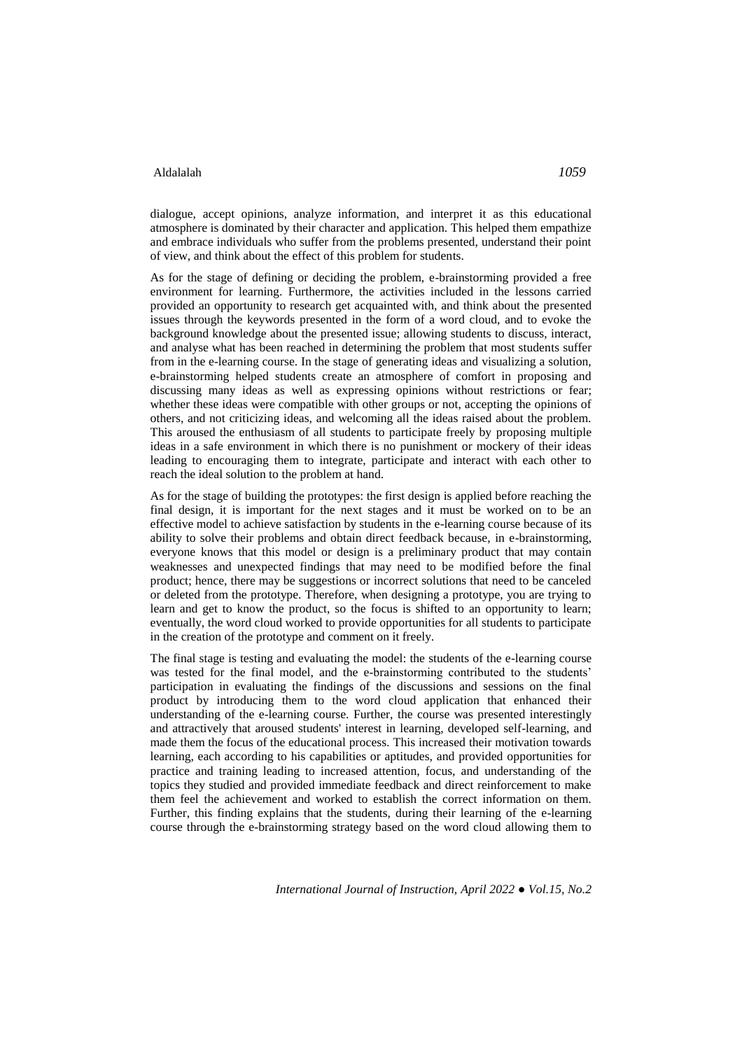dialogue, accept opinions, analyze information, and interpret it as this educational atmosphere is dominated by their character and application. This helped them empathize and embrace individuals who suffer from the problems presented, understand their point of view, and think about the effect of this problem for students.

As for the stage of defining or deciding the problem, e-brainstorming provided a free environment for learning. Furthermore, the activities included in the lessons carried provided an opportunity to research get acquainted with, and think about the presented issues through the keywords presented in the form of a word cloud, and to evoke the background knowledge about the presented issue; allowing students to discuss, interact, and analyse what has been reached in determining the problem that most students suffer from in the e-learning course. In the stage of generating ideas and visualizing a solution, e-brainstorming helped students create an atmosphere of comfort in proposing and discussing many ideas as well as expressing opinions without restrictions or fear; whether these ideas were compatible with other groups or not, accepting the opinions of others, and not criticizing ideas, and welcoming all the ideas raised about the problem. This aroused the enthusiasm of all students to participate freely by proposing multiple ideas in a safe environment in which there is no punishment or mockery of their ideas leading to encouraging them to integrate, participate and interact with each other to reach the ideal solution to the problem at hand.

As for the stage of building the prototypes: the first design is applied before reaching the final design, it is important for the next stages and it must be worked on to be an effective model to achieve satisfaction by students in the e-learning course because of its ability to solve their problems and obtain direct feedback because, in e-brainstorming, everyone knows that this model or design is a preliminary product that may contain weaknesses and unexpected findings that may need to be modified before the final product; hence, there may be suggestions or incorrect solutions that need to be canceled or deleted from the prototype. Therefore, when designing a prototype, you are trying to learn and get to know the product, so the focus is shifted to an opportunity to learn; eventually, the word cloud worked to provide opportunities for all students to participate in the creation of the prototype and comment on it freely.

The final stage is testing and evaluating the model: the students of the e-learning course was tested for the final model, and the e-brainstorming contributed to the students' participation in evaluating the findings of the discussions and sessions on the final product by introducing them to the word cloud application that enhanced their understanding of the e-learning course. Further, the course was presented interestingly and attractively that aroused students' interest in learning, developed self-learning, and made them the focus of the educational process. This increased their motivation towards learning, each according to his capabilities or aptitudes, and provided opportunities for practice and training leading to increased attention, focus, and understanding of the topics they studied and provided immediate feedback and direct reinforcement to make them feel the achievement and worked to establish the correct information on them. Further, this finding explains that the students, during their learning of the e-learning course through the e-brainstorming strategy based on the word cloud allowing them to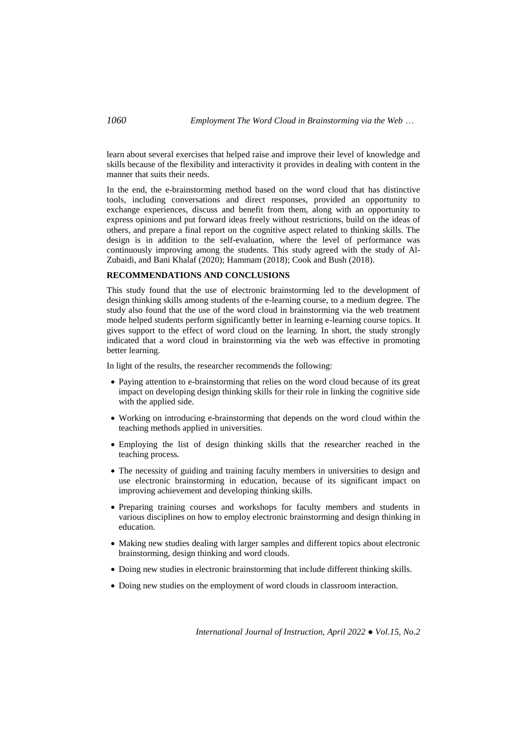learn about several exercises that helped raise and improve their level of knowledge and skills because of the flexibility and interactivity it provides in dealing with content in the manner that suits their needs.

In the end, the e-brainstorming method based on the word cloud that has distinctive tools, including conversations and direct responses, provided an opportunity to exchange experiences, discuss and benefit from them, along with an opportunity to express opinions and put forward ideas freely without restrictions, build on the ideas of others, and prepare a final report on the cognitive aspect related to thinking skills. The design is in addition to the self-evaluation, where the level of performance was continuously improving among the students. This study agreed with the study of Al-Zubaidi, and Bani Khalaf (2020); Hammam (2018); Cook and Bush (2018).

## RECOMMENDATIONS AND CONCLUSIONS

This study found that the use of electronic brainstorming led to the development of design thinking skills among students of the e-learning course, to a medium degree. The study also found that the use of the word cloud in brainstorming via the web treatment mode helped students perform significantly better in learning e-learning course topics. It gives support to the effect of word cloud on the learning. In short, the study strongly indicated that a word cloud in brainstorming via the web was effective in promoting better learning.

In light of the results, the researcher recommends the following:

- Paying attention to e-brainstorming that relies on the word cloud because of its great impact on developing design thinking skills for their role in linking the cognitive side with the applied side.
- Working on introducing e-brainstorming that depends on the word cloud within the teaching methods applied in universities.
- Employing the list of design thinking skills that the researcher reached in the teaching process.
- The necessity of guiding and training faculty members in universities to design and use electronic brainstorming in education, because of its significant impact on improving achievement and developing thinking skills.
- Preparing training courses and workshops for faculty members and students in various disciplines on how to employ electronic brainstorming and design thinking in education.
- Making new studies dealing with larger samples and different topics about electronic brainstorming, design thinking and word clouds.
- Doing new studies in electronic brainstorming that include different thinking skills.
- Doing new studies on the employment of word clouds in classroom interaction.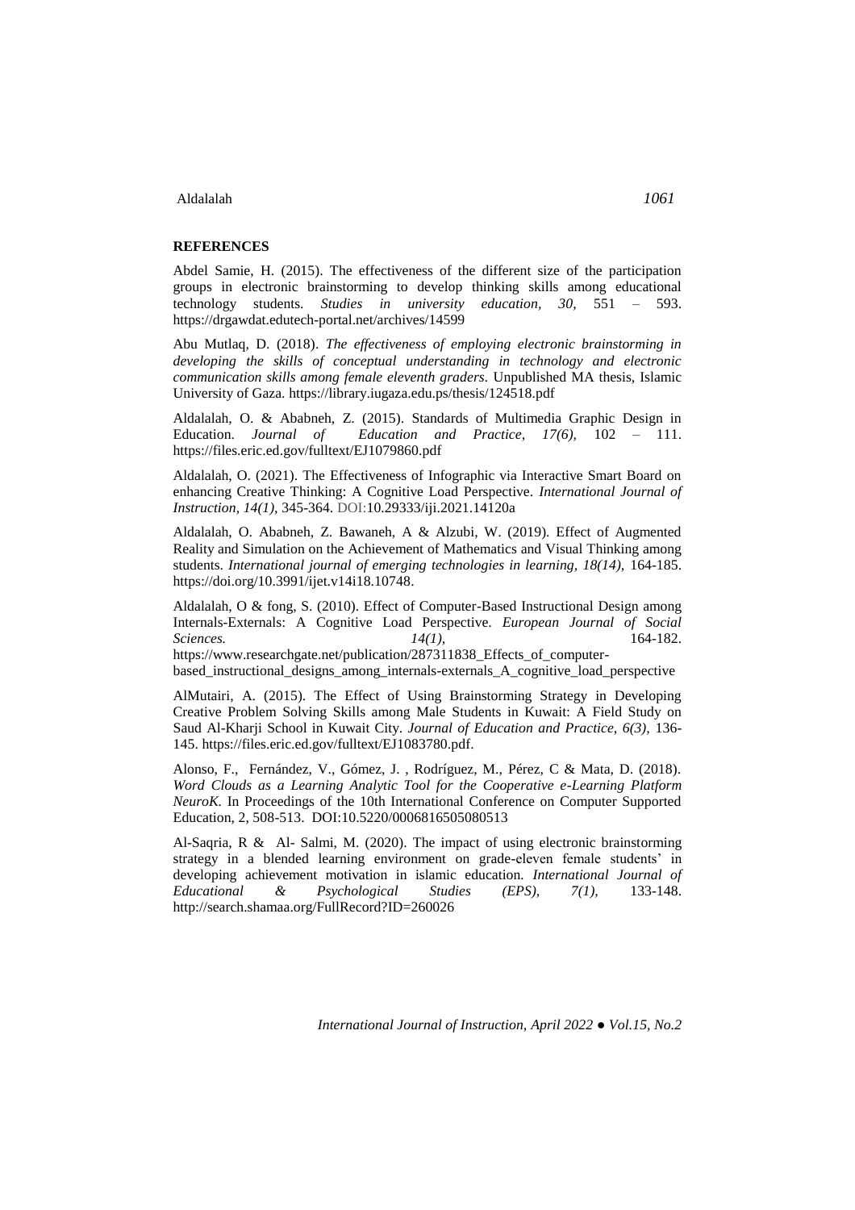**REFERENCES**

Abdel Samie, H. (2015). The effectiveness of the different size of the participation groups in electronic brainstorming to develop thinking skills among educational technology students. *Studies in university education, 30,* 551 – 593. https://drgawdat.edutech-portal.net/archives/14599

Abu Mutlaq, D. (2018). *The effectiveness of employing electronic brainstorming in developing the skills of conceptual understanding in technology and electronic communication skills among female eleventh graders*. Unpublished MA thesis, Islamic University of Gaza. https://library.iugaza.edu.ps/thesis/124518.pdf

Aldalalah, O. & Ababneh, Z. (2015). Standards of Multimedia Graphic Design in Education. *Journal of Education and Practice, 17(6),* 102 – 111. https://files.eric.ed.gov/fulltext/EJ1079860.pdf

Aldalalah, O. (2021). The Effectiveness of Infographic via Interactive Smart Board on enhancing Creative Thinking: A Cognitive Load Perspective. *International Journal of Instruction, 14(1),* 345-364. DOI:10.29333/iji.2021.14120a

Aldalalah, O. Ababneh, Z. Bawaneh, A & Alzubi, W. (2019). Effect of Augmented Reality and Simulation on the Achievement of Mathematics and Visual Thinking among students. *International journal of emerging technologies in learning, 18(14),* 164-185. https://doi.org/10.3991/ijet.v14i18.10748.

Aldalalah, O & fong, S. (2010). Effect of Computer-Based Instructional Design among Internals-Externals: A Cognitive Load Perspective. *European Journal of Social Sciences. 14(1),* 164-182. https://www.researchgate.net/publication/287311838_Effects_of_computer-based_instructional_designs_among_internals-externals_A_cognitive_load_perspective

AlMutairi, A. (2015). The Effect of Using Brainstorming Strategy in Developing Creative Problem Solving Skills among Male Students in Kuwait: A Field Study on Saud Al-Kharji School in Kuwait City. *Journal of Education and Practice, 6(3),* 136-145. https://files.eric.ed.gov/fulltext/EJ1083780.pdf.

Alonso, F., Fernández, V., Gómez, J. , Rodríguez, M., Pérez, C & Mata, D. (2018). *Word Clouds as a Learning Analytic Tool for the Cooperative e-Learning Platform NeuroK.* In Proceedings of the 10th International Conference on Computer Supported Education, 2, 508-513. DOI:10.5220/0006816505080513

Al-Saqria, R & Al- Salmi, M. (2020). The impact of using electronic brainstorming strategy in a blended learning environment on grade-eleven female students' in developing achievement motivation in islamic education. *International Journal of Educational & Psychological Studies (EPS), 7(1),* 133-148. http://search.shamaa.org/FullRecord?ID=260026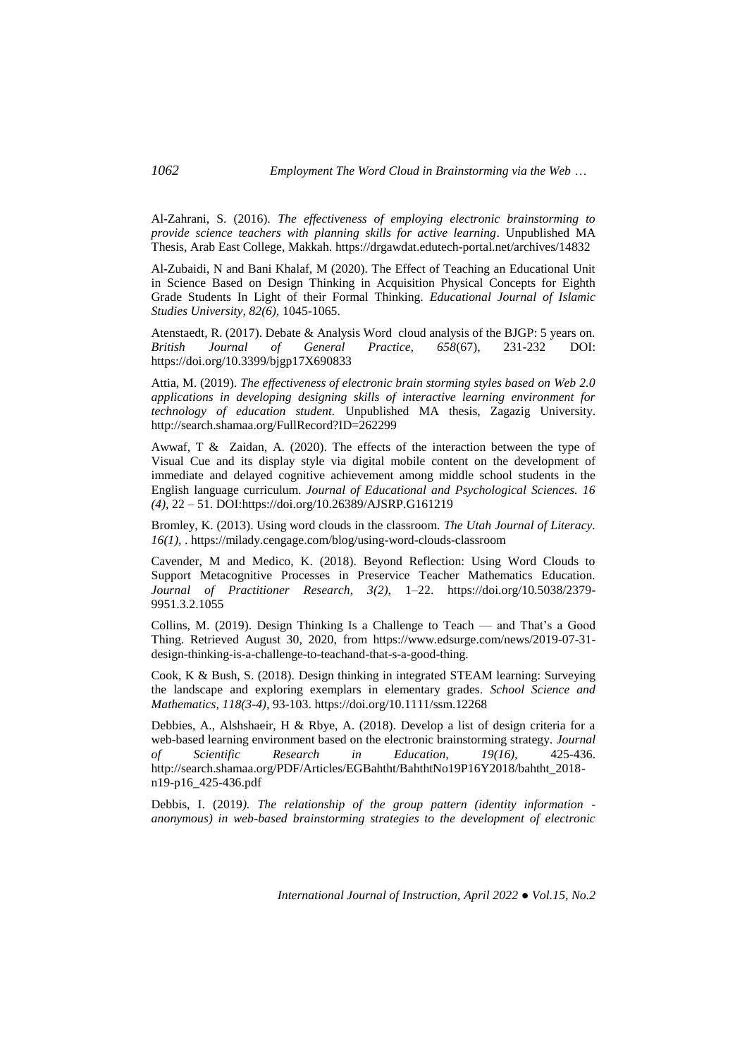Al-Zahrani, S. (2016). *The effectiveness of employing electronic brainstorming to provide science teachers with planning skills for active learning*. Unpublished MA Thesis, Arab East College, Makkah. https://drgawdat.edutech-portal.net/archives/14832

Al-Zubaidi, N and Bani Khalaf, M (2020). The Effect of Teaching an Educational Unit in Science Based on Design Thinking in Acquisition Physical Concepts for Eighth Grade Students In Light of their Formal Thinking. *Educational Journal of Islamic Studies University, 82(6),* 1045-1065.

Atenstaedt, R. (2017). Debate & Analysis Word cloud analysis of the BJGP: 5 years on. *British Journal of General Practice, 658*(67), 231-232 DOI: https://doi.org/10.3399/bjgp17X690833

Attia, M. (2019). *The effectiveness of electronic brain storming styles based on Web 2.0 applications in developing designing skills of interactive learning environment for technology of education student.* Unpublished MA thesis, Zagazig University. http://search.shamaa.org/FullRecord?ID=262299

Awwaf, T & Zaidan, A. (2020). The effects of the interaction between the type of Visual Cue and its display style via digital mobile content on the development of immediate and delayed cognitive achievement among middle school students in the English language curriculum. *Journal of Educational and Psychological Sciences. 16 (4),* 22 – 51. DOI:https://doi.org/10.26389/AJSRP.G161219

Bromley, K. (2013). Using word clouds in the classroom. *The Utah Journal of Literacy. 16(1),* . https://milady.cengage.com/blog/using-word-clouds-classroom

Cavender, M and Medico, K. (2018). Beyond Reflection: Using Word Clouds to Support Metacognitive Processes in Preservice Teacher Mathematics Education. *Journal of Practitioner Research, 3(2),* 1–22. https://doi.org/10.5038/2379-9951.3.2.1055

Collins, M. (2019). Design Thinking Is a Challenge to Teach — and That's a Good Thing. Retrieved August 30, 2020, from https://www.edsurge.com/news/2019-07-31-design-thinking-is-a-challenge-to-teachand-that-s-a-good-thing.

Cook, K & Bush, S. (2018). Design thinking in integrated STEAM learning: Surveying the landscape and exploring exemplars in elementary grades. *School Science and Mathematics, 118(3-4),* 93-103. https://doi.org/10.1111/ssm.12268

Debbies, A., Alshshaeir, H & Rbye, A. (2018). Develop a list of design criteria for a web-based learning environment based on the electronic brainstorming strategy. *Journal of Scientific Research in Education, 19(16),* 425-436. http://search.shamaa.org/PDF/Articles/EGBahtht/BahthtNo19P16Y2018/bahtht_2018-n19-p16_425-436.pdf

Debbis, I. (2019*). The relationship of the group pattern (identity information - anonymous) in web-based brainstorming strategies to the development of electronic*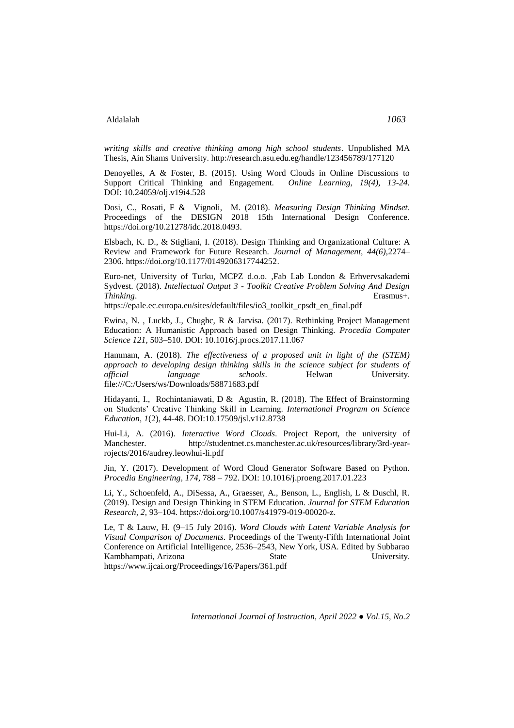*writing skills and creative thinking among high school students*. Unpublished MA Thesis, Ain Shams University. http://research.asu.edu.eg/handle/123456789/177120

Denoyelles, A & Foster, B. (2015). Using Word Clouds in Online Discussions to Support Critical Thinking and Engagement. *Online Learning, 19(4), 13-24.* DOI: 10.24059/olj.v19i4.528

Dosi, C., Rosati, F & Vignoli, M. (2018). *Measuring Design Thinking Mindset*. Proceedings of the DESIGN 2018 15th International Design Conference. https://doi.org/10.21278/idc.2018.0493.

Elsbach, K. D., & Stigliani, I. (2018). Design Thinking and Organizational Culture: A Review and Framework for Future Research. *Journal of Management, 44(6)*,2274–2306. https://doi.org/10.1177/0149206317744252.

Euro-net, University of Turku, MCPZ d.o.o. ,Fab Lab London & Erhvervsakademi Sydvest. (2018). *Intellectual Output 3 - Toolkit Creative Problem Solving And Design Thinking*. Erasmus+. https://epale.ec.europa.eu/sites/default/files/io3_toolkit_cpsdt_en_final.pdf

Ewina, N. , Luckb, J., Chughc, R & Jarvisa. (2017). Rethinking Project Management Education: A Humanistic Approach based on Design Thinking. *Procedia Computer Science 121*, 503–510. DOI: 10.1016/j.procs.2017.11.067

Hammam, A. (2018). *The effectiveness of a proposed unit in light of the (STEM) approach to developing design thinking skills in the science subject for students of official language schools*. Helwan University. file:///C:/Users/ws/Downloads/58871683.pdf

Hidayanti, I., Rochintaniawati, D & Agustin, R. (2018). The Effect of Brainstorming on Students' Creative Thinking Skill in Learning. *International Program on Science Education, 1*(2), 44-48. DOI:10.17509/jsl.v1i2.8738

Hui-Li, A. (2016). *Interactive Word Clouds*. Project Report, the university of Manchester. http://studentnet.cs.manchester.ac.uk/resources/library/3rd-year-rojects/2016/audrey.leowhui-li.pdf

Jin, Y. (2017). Development of Word Cloud Generator Software Based on Python. *Procedia Engineering, 174*, 788 – 792. DOI: 10.1016/j.proeng.2017.01.223

Li, Y., Schoenfeld, A., DiSessa, A., Graesser, A., Benson, L., English, L & Duschl, R. (2019). Design and Design Thinking in STEM Education. *Journal for STEM Education Research, 2,* 93–104. https://doi.org/10.1007/s41979-019-00020-z.

Le, T & Lauw, H. (9–15 July 2016). *Word Clouds with Latent Variable Analysis for Visual Comparison of Documents*. Proceedings of the Twenty-Fifth International Joint Conference on Artificial Intelligence, 2536–2543, New York, USA. Edited by Subbarao Kambhampati, Arizona State University. https://www.ijcai.org/Proceedings/16/Papers/361.pdf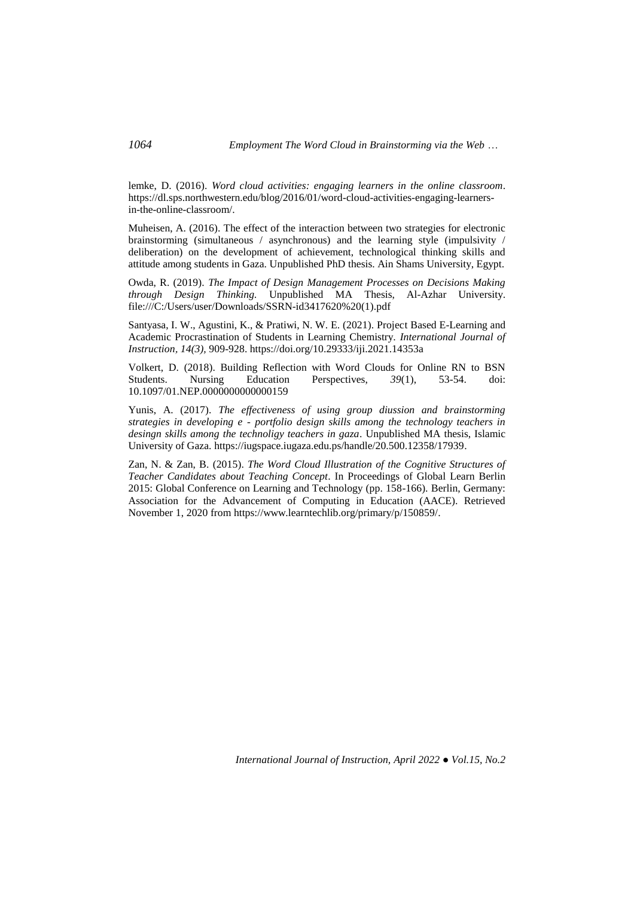lemke, D. (2016). *Word cloud activities: engaging learners in the online classroom*. https://dl.sps.northwestern.edu/blog/2016/01/word-cloud-activities-engaging-learners-in-the-online-classroom/.

Muheisen, A. (2016). The effect of the interaction between two strategies for electronic brainstorming (simultaneous / asynchronous) and the learning style (impulsivity / deliberation) on the development of achievement, technological thinking skills and attitude among students in Gaza. Unpublished PhD thesis. Ain Shams University, Egypt.

Owda, R. (2019). *The Impact of Design Management Processes on Decisions Making through Design Thinking.* Unpublished MA Thesis, Al-Azhar University. file:///C:/Users/user/Downloads/SSRN-id3417620%20(1).pdf

Santyasa, I. W., Agustini, K., & Pratiwi, N. W. E. (2021). Project Based E-Learning and Academic Procrastination of Students in Learning Chemistry. *International Journal of Instruction, 14(3)*, 909-928. https://doi.org/10.29333/iji.2021.14353a

Volkert, D. (2018). Building Reflection with Word Clouds for Online RN to BSN Students. Nursing Education Perspectives, *39*(1), 53-54. doi: 10.1097/01.NEP.0000000000000159

Yunis, A. (2017). *The effectiveness of using group diussion and brainstorming strategies in developing e - portfolio design skills among the technology teachers in desingn skills among the technoligy teachers in gaza*. Unpublished MA thesis, Islamic University of Gaza. https://iugspace.iugaza.edu.ps/handle/20.500.12358/17939.

Zan, N. & Zan, B. (2015). *The Word Cloud Illustration of the Cognitive Structures of Teacher Candidates about Teaching Concept*. In Proceedings of Global Learn Berlin 2015: Global Conference on Learning and Technology (pp. 158-166). Berlin, Germany: Association for the Advancement of Computing in Education (AACE). Retrieved November 1, 2020 from https://www.learntechlib.org/primary/p/150859/.